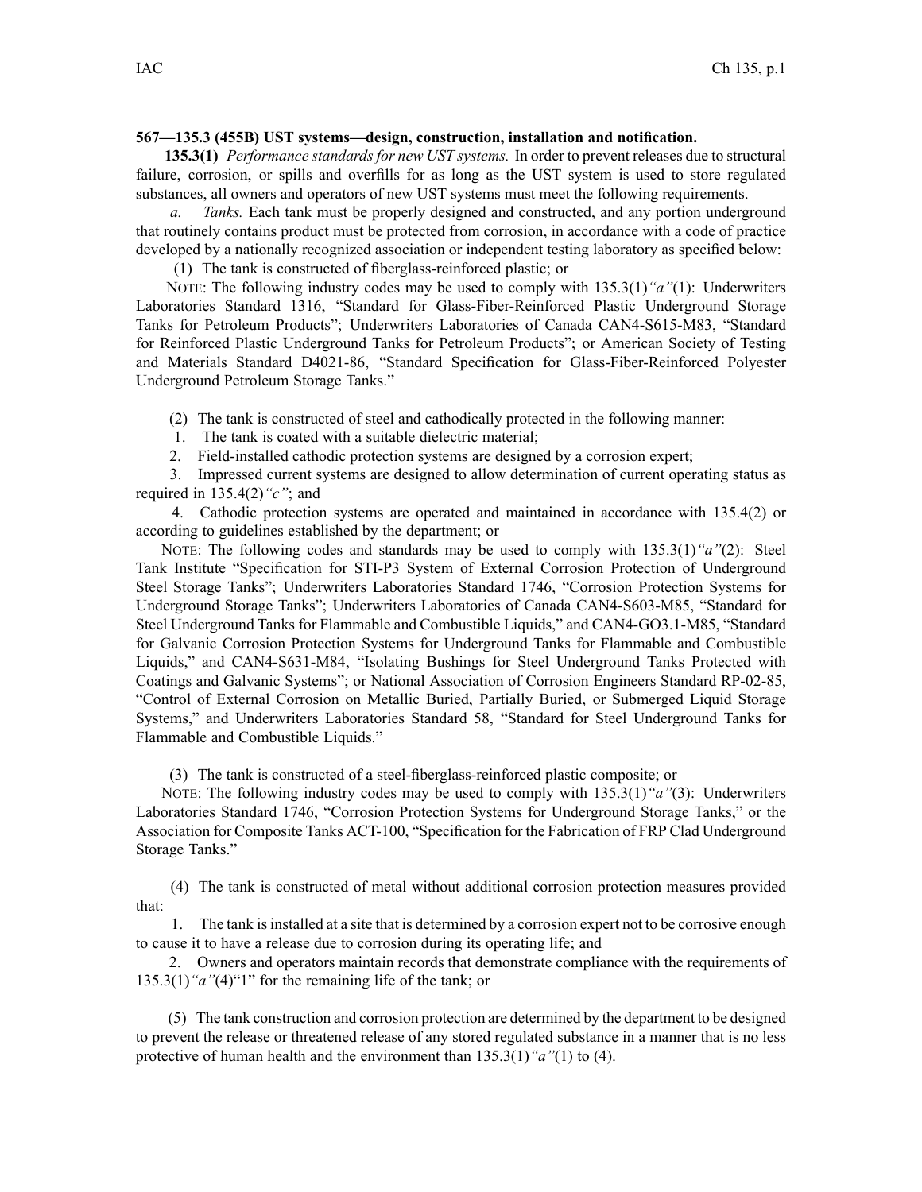**567—135.3 (455B) UST systems—design, construction, installation and notification.**

**135.3(1)** *Performance standards for new UST systems.* In order to prevent releases due to structural failure, corrosion, or spills and overfills for as long as the UST system is used to store regulated substances, all owners and operators of new UST systems must meet the following requirements.

*a. Tanks.* Each tank must be properly designed and constructed, and any portion underground that routinely contains product must be protected from corrosion, in accordance with a code of practice developed by a nationally recognized association or independent testing laboratory as specified below:

(1) The tank is constructed of fiberglass-reinforced plastic; or

NOTE: The following industry codes may be used to comply with 135.3(1)*"a"*(1): Underwriters Laboratories Standard 1316, "Standard for Glass-Fiber-Reinforced Plastic Underground Storage Tanks for Petroleum Products"; Underwriters Laboratories of Canada CAN4-S615-M83, "Standard for Reinforced Plastic Underground Tanks for Petroleum Products"; or American Society of Testing and Materials Standard D4021-86, "Standard Specification for Glass-Fiber-Reinforced Polyester Underground Petroleum Storage Tanks."

(2) The tank is constructed of steel and cathodically protected in the following manner:

1. The tank is coated with a suitable dielectric material;

2. Field-installed cathodic protection systems are designed by a corrosion expert;

3. Impressed current systems are designed to allow determination of current operating status as required in 135.4(2)*"c"*; and

4. Cathodic protection systems are operated and maintained in accordance with 135.4(2) or according to guidelines established by the department; or

NOTE: The following codes and standards may be used to comply with 135.3(1)*"a"*(2): Steel Tank Institute "Specification for STI-P3 System of External Corrosion Protection of Underground Steel Storage Tanks"; Underwriters Laboratories Standard 1746, "Corrosion Protection Systems for Underground Storage Tanks"; Underwriters Laboratories of Canada CAN4-S603-M85, "Standard for Steel Underground Tanks for Flammable and Combustible Liquids," and CAN4-GO3.1-M85, "Standard for Galvanic Corrosion Protection Systems for Underground Tanks for Flammable and Combustible Liquids," and CAN4-S631-M84, "Isolating Bushings for Steel Underground Tanks Protected with Coatings and Galvanic Systems"; or National Association of Corrosion Engineers Standard RP-02-85, "Control of External Corrosion on Metallic Buried, Partially Buried, or Submerged Liquid Storage Systems," and Underwriters Laboratories Standard 58, "Standard for Steel Underground Tanks for Flammable and Combustible Liquids."

(3) The tank is constructed of a steel-fiberglass-reinforced plastic composite; or

NOTE: The following industry codes may be used to comply with 135.3(1)*"a"*(3): Underwriters Laboratories Standard 1746, "Corrosion Protection Systems for Underground Storage Tanks," or the Association for Composite Tanks ACT-100, "Specification for the Fabrication of FRP Clad Underground Storage Tanks."

(4) The tank is constructed of metal without additional corrosion protection measures provided that:

1. The tank is installed at a site that is determined by a corrosion expert not to be corrosive enough to cause it to have a release due to corrosion during its operating life; and

2. Owners and operators maintain records that demonstrate compliance with the requirements of 135.3(1)*"a"*(4)"1" for the remaining life of the tank; or

(5) The tank construction and corrosion protection are determined by the department to be designed to prevent the release or threatened release of any stored regulated substance in a manner that is no less protective of human health and the environment than 135.3(1)*"a"*(1) to (4).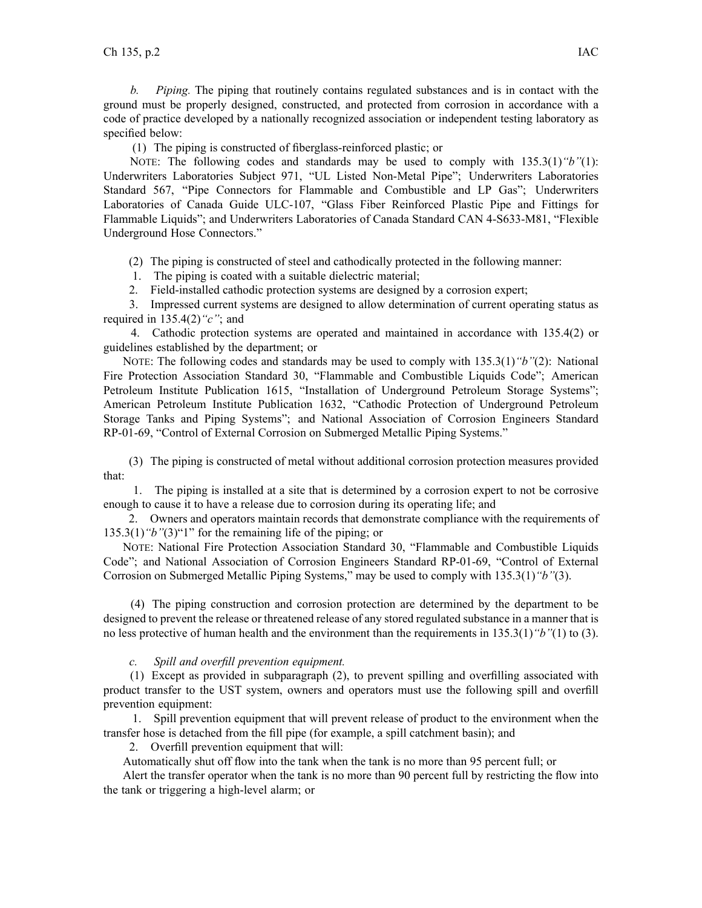*b. Piping.* The piping that routinely contains regulated substances and is in contact with the ground must be properly designed, constructed, and protected from corrosion in accordance with a code of practice developed by a nationally recognized association or independent testing laboratory as specified below:

(1) The piping is constructed of fiberglass-reinforced plastic; or

NOTE: The following codes and standards may be used to comply with 135.3(1)*"b"*(1): Underwriters Laboratories Subject 971, "UL Listed Non-Metal Pipe"; Underwriters Laboratories Standard 567, "Pipe Connectors for Flammable and Combustible and LP Gas"; Underwriters Laboratories of Canada Guide ULC-107, "Glass Fiber Reinforced Plastic Pipe and Fittings for Flammable Liquids"; and Underwriters Laboratories of Canada Standard CAN 4-S633-M81, "Flexible Underground Hose Connectors."

(2) The piping is constructed of steel and cathodically protected in the following manner:

1. The piping is coated with a suitable dielectric material;

2. Field-installed cathodic protection systems are designed by a corrosion expert;

3. Impressed current systems are designed to allow determination of current operating status as required in 135.4(2)*"c"*; and

4. Cathodic protection systems are operated and maintained in accordance with 135.4(2) or guidelines established by the department; or

NOTE: The following codes and standards may be used to comply with 135.3(1)*"b"*(2): National Fire Protection Association Standard 30, "Flammable and Combustible Liquids Code"; American Petroleum Institute Publication 1615, "Installation of Underground Petroleum Storage Systems"; American Petroleum Institute Publication 1632, "Cathodic Protection of Underground Petroleum Storage Tanks and Piping Systems"; and National Association of Corrosion Engineers Standard RP-01-69, "Control of External Corrosion on Submerged Metallic Piping Systems."

(3) The piping is constructed of metal without additional corrosion protection measures provided that:

1. The piping is installed at a site that is determined by a corrosion expert to not be corrosive enough to cause it to have a release due to corrosion during its operating life; and

2. Owners and operators maintain records that demonstrate compliance with the requirements of 135.3(1)*"b"*(3)"1" for the remaining life of the piping; or

NOTE: National Fire Protection Association Standard 30, "Flammable and Combustible Liquids Code"; and National Association of Corrosion Engineers Standard RP-01-69, "Control of External Corrosion on Submerged Metallic Piping Systems," may be used to comply with 135.3(1)*"b"*(3).

(4) The piping construction and corrosion protection are determined by the department to be designed to prevent the release or threatened release of any stored regulated substance in a manner that is no less protective of human health and the environment than the requirements in 135.3(1)*"b"*(1) to (3).

*c. Spill and overfill prevention equipment.*

(1) Except as provided in subparagraph (2), to prevent spilling and overfilling associated with product transfer to the UST system, owners and operators must use the following spill and overfill prevention equipment:

1. Spill prevention equipment that will prevent release of product to the environment when the transfer hose is detached from the fill pipe (for example, a spill catchment basin); and

2. Overfill prevention equipment that will:

Automatically shut off flow into the tank when the tank is no more than 95 percent full; or

Alert the transfer operator when the tank is no more than 90 percent full by restricting the flow into the tank or triggering a high-level alarm; or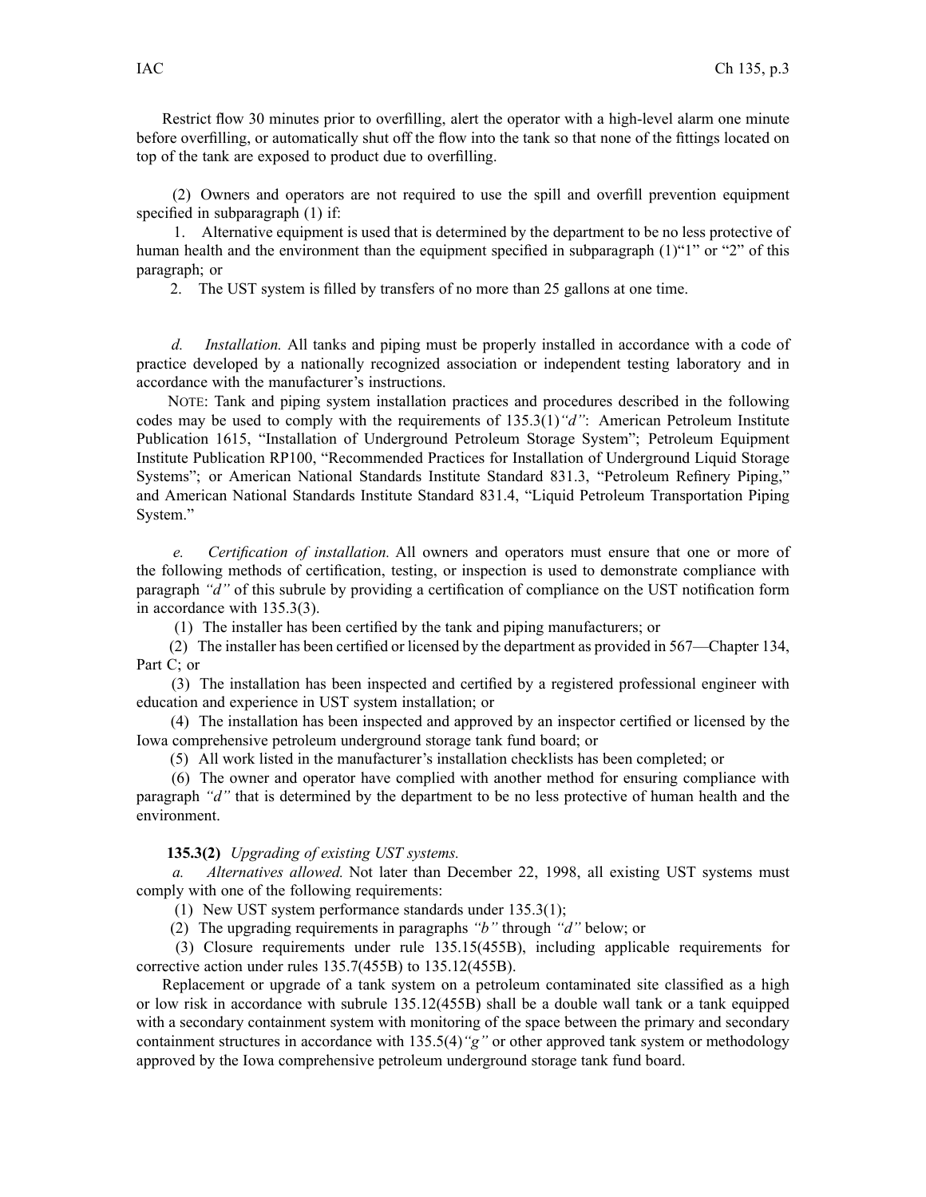Restrict flow 30 minutes prior to overfilling, alert the operator with a high-level alarm one minute before overfilling, or automatically shut off the flow into the tank so that none of the fittings located on top of the tank are exposed to product due to overfilling.

(2) Owners and operators are not required to use the spill and overfill prevention equipment specified in subparagraph (1) if:

1. Alternative equipment is used that is determined by the department to be no less protective of human health and the environment than the equipment specified in subparagraph (1)"1" or "2" of this paragraph; or

2. The UST system is filled by transfers of no more than 25 gallons at one time.

*d. Installation.* All tanks and piping must be properly installed in accordance with a code of practice developed by a nationally recognized association or independent testing laboratory and in accordance with the manufacturer's instructions.

NOTE: Tank and piping system installation practices and procedures described in the following codes may be used to comply with the requirements of 135.3(1)*"d"*: American Petroleum Institute Publication 1615, "Installation of Underground Petroleum Storage System"; Petroleum Equipment Institute Publication RP100, "Recommended Practices for Installation of Underground Liquid Storage Systems"; or American National Standards Institute Standard 831.3, "Petroleum Refinery Piping," and American National Standards Institute Standard 831.4, "Liquid Petroleum Transportation Piping System."

*e. Certification of installation.* All owners and operators must ensure that one or more of the following methods of certification, testing, or inspection is used to demonstrate compliance with paragraph *"d"* of this subrule by providing a certification of compliance on the UST notification form in accordance with 135.3(3).

(1) The installer has been certified by the tank and piping manufacturers; or

(2) The installer has been certified or licensed by the department as provided in 567—Chapter 134, Part C; or

(3) The installation has been inspected and certified by a registered professional engineer with education and experience in UST system installation; or

(4) The installation has been inspected and approved by an inspector certified or licensed by the Iowa comprehensive petroleum underground storage tank fund board; or

(5) All work listed in the manufacturer's installation checklists has been completed; or

(6) The owner and operator have complied with another method for ensuring compliance with paragraph *"d"* that is determined by the department to be no less protective of human health and the environment.

**135.3(2)** *Upgrading of existing UST systems.*

*a. Alternatives allowed.* Not later than December 22, 1998, all existing UST systems must comply with one of the following requirements:

(1) New UST system performance standards under 135.3(1);

(2) The upgrading requirements in paragraphs *"b"* through *"d"* below; or

(3) Closure requirements under rule 135.15(455B), including applicable requirements for corrective action under rules 135.7(455B) to 135.12(455B).

Replacement or upgrade of a tank system on a petroleum contaminated site classified as a high or low risk in accordance with subrule 135.12(455B) shall be a double wall tank or a tank equipped with a secondary containment system with monitoring of the space between the primary and secondary containment structures in accordance with 135.5(4)*"g"* or other approved tank system or methodology approved by the Iowa comprehensive petroleum underground storage tank fund board.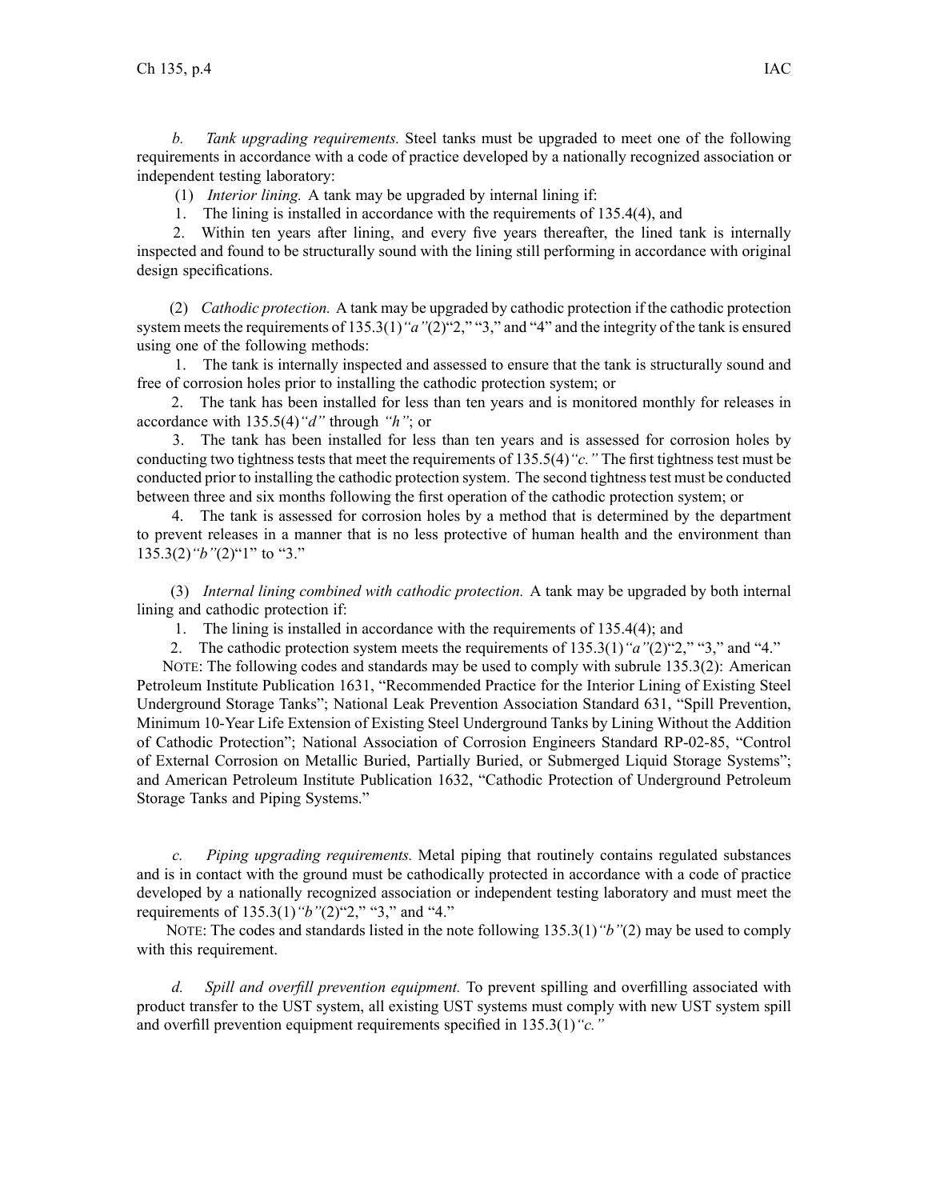*b. Tank upgrading requirements.* Steel tanks must be upgraded to meet one of the following requirements in accordance with a code of practice developed by a nationally recognized association or independent testing laboratory:

(1) *Interior lining.* A tank may be upgraded by internal lining if:

1. The lining is installed in accordance with the requirements of 135.4(4), and

2. Within ten years after lining, and every five years thereafter, the lined tank is internally inspected and found to be structurally sound with the lining still performing in accordance with original design specifications.

(2) *Cathodic protection.* A tank may be upgraded by cathodic protection if the cathodic protection system meets the requirements of 135.3(1)*"a"*(2)"2," "3," and "4" and the integrity of the tank is ensured using one of the following methods:

1. The tank is internally inspected and assessed to ensure that the tank is structurally sound and free of corrosion holes prior to installing the cathodic protection system; or

2. The tank has been installed for less than ten years and is monitored monthly for releases in accordance with 135.5(4)*"d"* through *"h"*; or

3. The tank has been installed for less than ten years and is assessed for corrosion holes by conducting two tightness tests that meet the requirements of 135.5(4)*"c."* The first tightness test must be conducted prior to installing the cathodic protection system. The second tightness test must be conducted between three and six months following the first operation of the cathodic protection system; or

4. The tank is assessed for corrosion holes by a method that is determined by the department to prevent releases in a manner that is no less protective of human health and the environment than 135.3(2)*"b"*(2)"1" to "3."

(3) *Internal lining combined with cathodic protection.* A tank may be upgraded by both internal lining and cathodic protection if:

1. The lining is installed in accordance with the requirements of 135.4(4); and

2. The cathodic protection system meets the requirements of 135.3(1)*"a"*(2)"2," "3," and "4."

NOTE: The following codes and standards may be used to comply with subrule 135.3(2): American Petroleum Institute Publication 1631, "Recommended Practice for the Interior Lining of Existing Steel Underground Storage Tanks"; National Leak Prevention Association Standard 631, "Spill Prevention, Minimum 10-Year Life Extension of Existing Steel Underground Tanks by Lining Without the Addition of Cathodic Protection"; National Association of Corrosion Engineers Standard RP-02-85, "Control of External Corrosion on Metallic Buried, Partially Buried, or Submerged Liquid Storage Systems"; and American Petroleum Institute Publication 1632, "Cathodic Protection of Underground Petroleum Storage Tanks and Piping Systems."

*c. Piping upgrading requirements.* Metal piping that routinely contains regulated substances and is in contact with the ground must be cathodically protected in accordance with a code of practice developed by a nationally recognized association or independent testing laboratory and must meet the requirements of 135.3(1)*"b"*(2)"2," "3," and "4."

NOTE: The codes and standards listed in the note following 135.3(1)*"b"*(2) may be used to comply with this requirement.

*d. Spill and overfill prevention equipment.* To prevent spilling and overfilling associated with product transfer to the UST system, all existing UST systems must comply with new UST system spill and overfill prevention equipment requirements specified in 135.3(1)*"c."*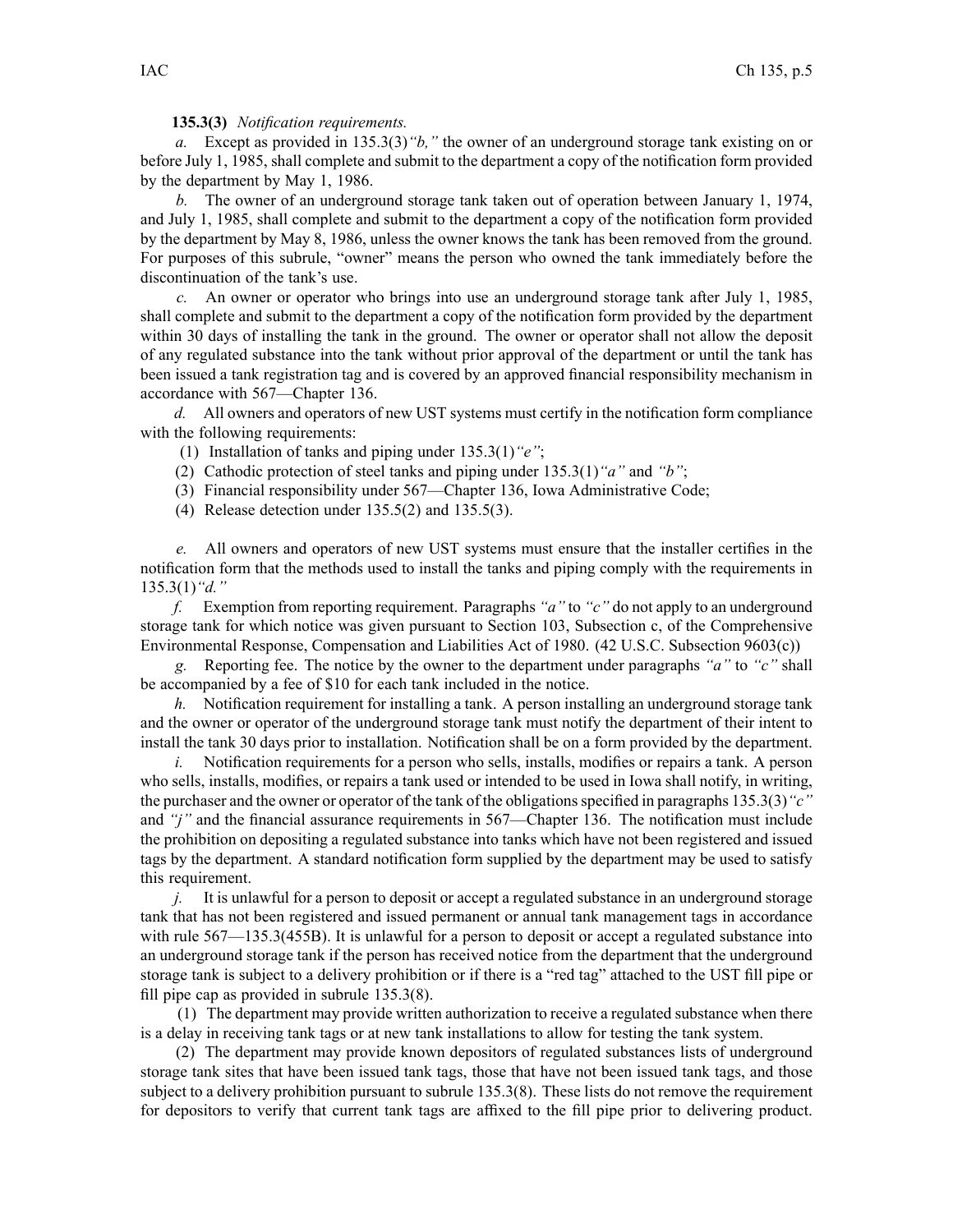**135.3(3)** *Notification requirements.*

*a.* Except as provided in 135.3(3)*"b,"* the owner of an underground storage tank existing on or before July 1, 1985, shall complete and submit to the department a copy of the notification form provided by the department by May 1, 1986.

*b.* The owner of an underground storage tank taken out of operation between January 1, 1974, and July 1, 1985, shall complete and submit to the department a copy of the notification form provided by the department by May 8, 1986, unless the owner knows the tank has been removed from the ground. For purposes of this subrule, "owner" means the person who owned the tank immediately before the discontinuation of the tank's use.

*c.* An owner or operator who brings into use an underground storage tank after July 1, 1985, shall complete and submit to the department a copy of the notification form provided by the department within 30 days of installing the tank in the ground. The owner or operator shall not allow the deposit of any regulated substance into the tank without prior approval of the department or until the tank has been issued a tank registration tag and is covered by an approved financial responsibility mechanism in accordance with 567—Chapter 136.

*d.* All owners and operators of new UST systems must certify in the notification form compliance with the following requirements:

(1) Installation of tanks and piping under 135.3(1)*"e"*;

(2) Cathodic protection of steel tanks and piping under 135.3(1)*"a"* and *"b"*;

(3) Financial responsibility under 567—Chapter 136, Iowa Administrative Code;

(4) Release detection under 135.5(2) and 135.5(3).

*e.* All owners and operators of new UST systems must ensure that the installer certifies in the notification form that the methods used to install the tanks and piping comply with the requirements in 135.3(1)*"d."*

*f.* Exemption from reporting requirement. Paragraphs *"a"* to *"c"* do not apply to an underground storage tank for which notice was given pursuant to Section 103, Subsection c, of the Comprehensive Environmental Response, Compensation and Liabilities Act of 1980. (42 U.S.C. Subsection 9603(c))

*g.* Reporting fee. The notice by the owner to the department under paragraphs *"a"* to *"c"* shall be accompanied by a fee of $10 for each tank included in the notice.

*h.* Notification requirement for installing a tank. A person installing an underground storage tank and the owner or operator of the underground storage tank must notify the department of their intent to install the tank 30 days prior to installation. Notification shall be on a form provided by the department.

*i.* Notification requirements for a person who sells, installs, modifies or repairs a tank. A person who sells, installs, modifies, or repairs a tank used or intended to be used in Iowa shall notify, in writing, the purchaser and the owner or operator of the tank of the obligations specified in paragraphs 135.3(3)*"c"* and *"j"* and the financial assurance requirements in 567—Chapter 136. The notification must include the prohibition on depositing a regulated substance into tanks which have not been registered and issued tags by the department. A standard notification form supplied by the department may be used to satisfy this requirement.

*j.* It is unlawful for a person to deposit or accept a regulated substance in an underground storage tank that has not been registered and issued permanent or annual tank management tags in accordance with rule 567—135.3(455B). It is unlawful for a person to deposit or accept a regulated substance into an underground storage tank if the person has received notice from the department that the underground storage tank is subject to a delivery prohibition or if there is a "red tag" attached to the UST fill pipe or fill pipe cap as provided in subrule 135.3(8).

(1) The department may provide written authorization to receive a regulated substance when there is a delay in receiving tank tags or at new tank installations to allow for testing the tank system.

(2) The department may provide known depositors of regulated substances lists of underground storage tank sites that have been issued tank tags, those that have not been issued tank tags, and those subject to a delivery prohibition pursuant to subrule 135.3(8). These lists do not remove the requirement for depositors to verify that current tank tags are affixed to the fill pipe prior to delivering product.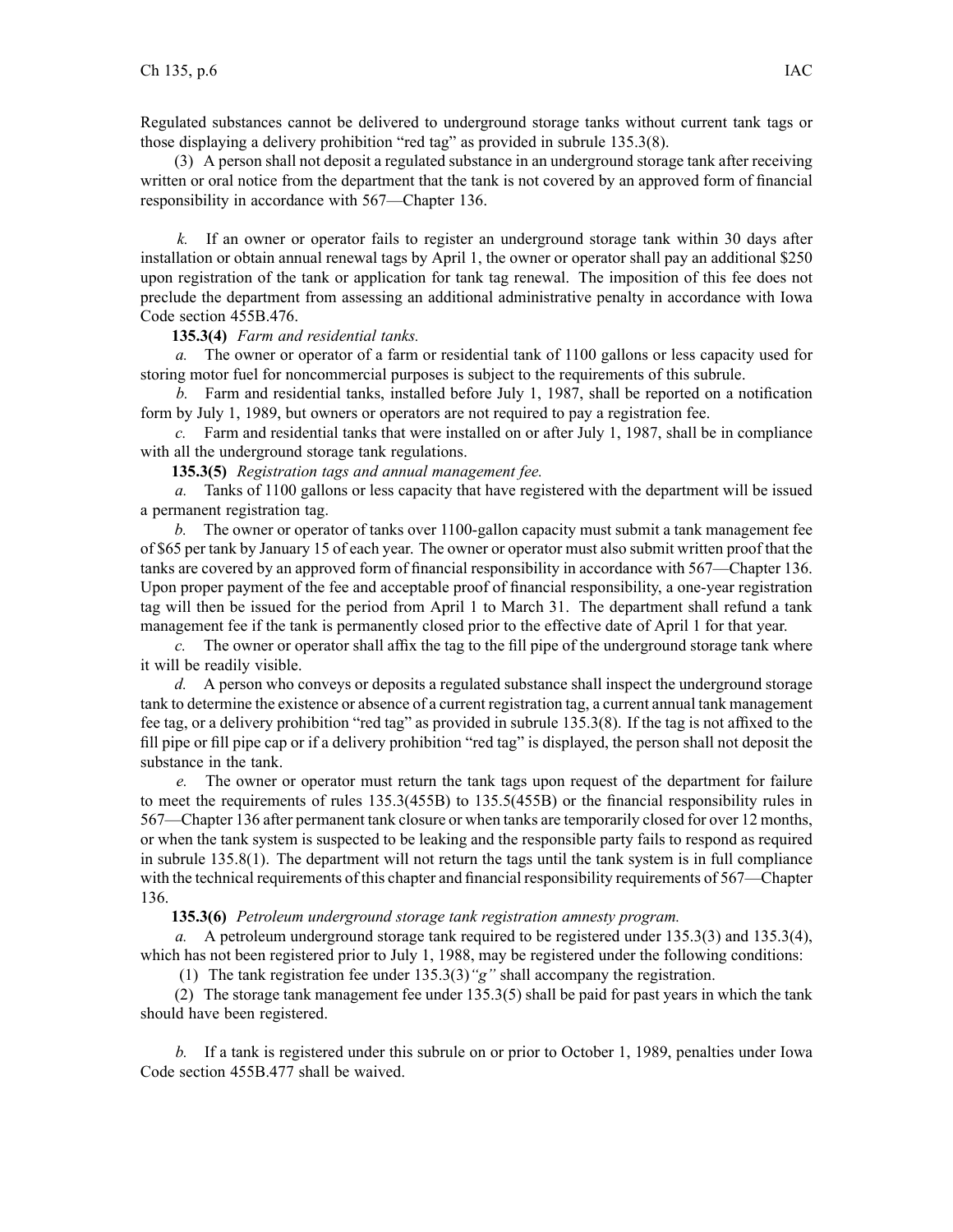Regulated substances cannot be delivered to underground storage tanks without current tank tags or those displaying a delivery prohibition "red tag" as provided in subrule 135.3(8).

(3) A person shall not deposit a regulated substance in an underground storage tank after receiving written or oral notice from the department that the tank is not covered by an approved form of financial responsibility in accordance with 567—Chapter 136.

*k.* If an owner or operator fails to register an underground storage tank within 30 days after installation or obtain annual renewal tags by April 1, the owner or operator shall pay an additional $250 upon registration of the tank or application for tank tag renewal. The imposition of this fee does not preclude the department from assessing an additional administrative penalty in accordance with Iowa Code section 455B.476.

**135.3(4)** *Farm and residential tanks.*

*a.* The owner or operator of a farm or residential tank of 1100 gallons or less capacity used for storing motor fuel for noncommercial purposes is subject to the requirements of this subrule.

*b.* Farm and residential tanks, installed before July 1, 1987, shall be reported on a notification form by July 1, 1989, but owners or operators are not required to pay a registration fee.

*c.* Farm and residential tanks that were installed on or after July 1, 1987, shall be in compliance with all the underground storage tank regulations.

**135.3(5)** *Registration tags and annual management fee.*

*a.* Tanks of 1100 gallons or less capacity that have registered with the department will be issued a permanent registration tag.

*b.* The owner or operator of tanks over 1100-gallon capacity must submit a tank management fee of $65 per tank by January 15 of each year. The owner or operator must also submit written proof that the tanks are covered by an approved form of financial responsibility in accordance with 567—Chapter 136. Upon proper payment of the fee and acceptable proof of financial responsibility, a one-year registration tag will then be issued for the period from April 1 to March 31. The department shall refund a tank management fee if the tank is permanently closed prior to the effective date of April 1 for that year.

*c.* The owner or operator shall affix the tag to the fill pipe of the underground storage tank where it will be readily visible.

*d.* A person who conveys or deposits a regulated substance shall inspect the underground storage tank to determine the existence or absence of a current registration tag, a current annual tank management fee tag, or a delivery prohibition "red tag" as provided in subrule 135.3(8). If the tag is not affixed to the fill pipe or fill pipe cap or if a delivery prohibition "red tag" is displayed, the person shall not deposit the substance in the tank.

*e.* The owner or operator must return the tank tags upon request of the department for failure to meet the requirements of rules 135.3(455B) to 135.5(455B) or the financial responsibility rules in 567—Chapter 136 after permanent tank closure or when tanks are temporarily closed for over 12 months, or when the tank system is suspected to be leaking and the responsible party fails to respond as required in subrule 135.8(1). The department will not return the tags until the tank system is in full compliance with the technical requirements of this chapter and financial responsibility requirements of 567—Chapter 136.

**135.3(6)** *Petroleum underground storage tank registration amnesty program.*

*a.* A petroleum underground storage tank required to be registered under 135.3(3) and 135.3(4), which has not been registered prior to July 1, 1988, may be registered under the following conditions:

(1) The tank registration fee under 135.3(3)*"g"* shall accompany the registration.

(2) The storage tank management fee under 135.3(5) shall be paid for past years in which the tank should have been registered.

*b.* If a tank is registered under this subrule on or prior to October 1, 1989, penalties under Iowa Code section 455B.477 shall be waived.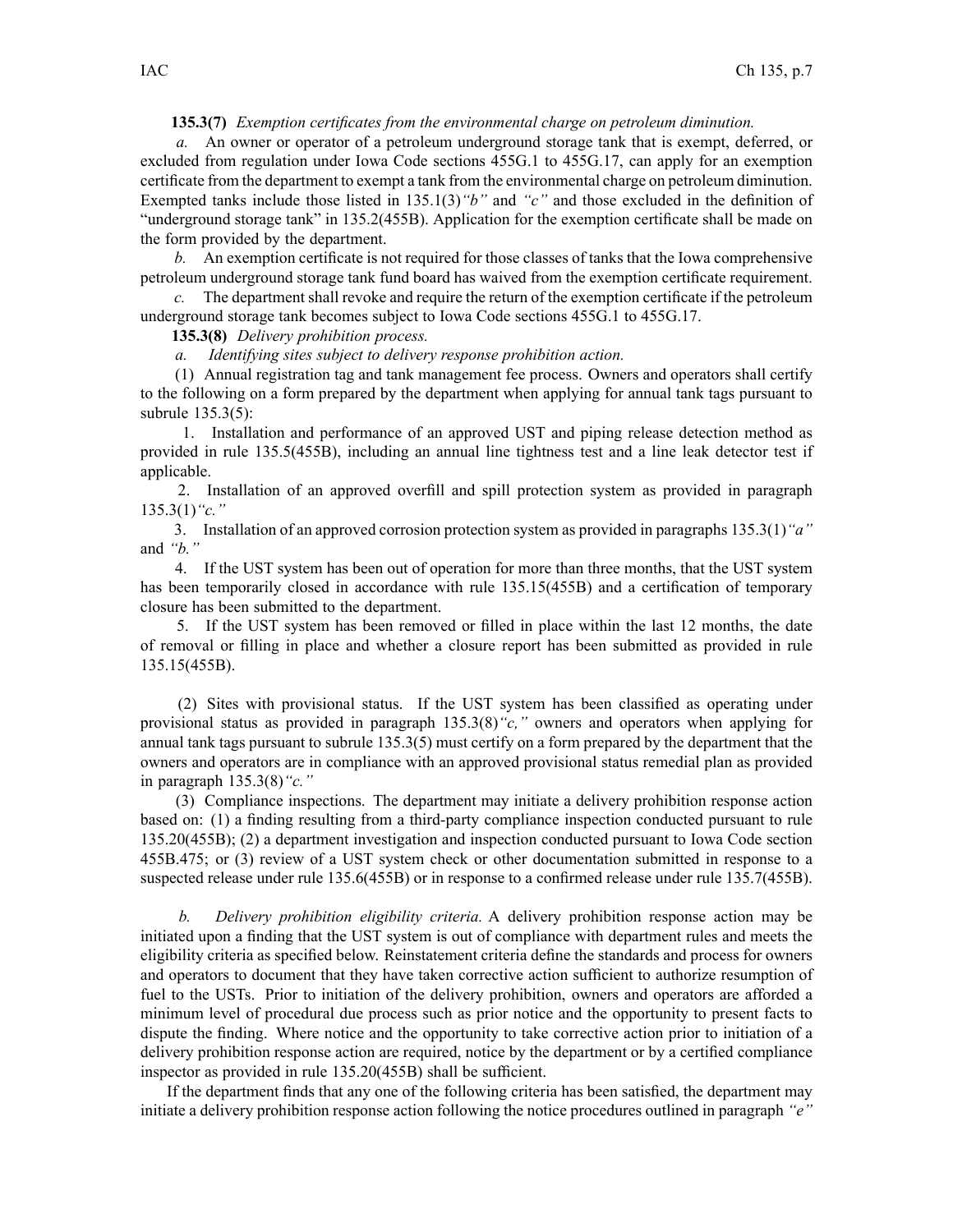**135.3(7)** *Exemption certificates from the environmental charge on petroleum diminution.*

*a.* An owner or operator of a petroleum underground storage tank that is exempt, deferred, or excluded from regulation under Iowa Code sections 455G.1 to 455G.17, can apply for an exemption certificate from the department to exempt a tank from the environmental charge on petroleum diminution. Exempted tanks include those listed in 135.1(3)*"b"* and *"c"* and those excluded in the definition of "underground storage tank" in 135.2(455B). Application for the exemption certificate shall be made on the form provided by the department.

*b.* An exemption certificate is not required for those classes of tanks that the Iowa comprehensive petroleum underground storage tank fund board has waived from the exemption certificate requirement.

*c.* The department shall revoke and require the return of the exemption certificate if the petroleum underground storage tank becomes subject to Iowa Code sections 455G.1 to 455G.17.

**135.3(8)** *Delivery prohibition process.*

*a. Identifying sites subject to delivery response prohibition action.*

(1) Annual registration tag and tank management fee process. Owners and operators shall certify to the following on a form prepared by the department when applying for annual tank tags pursuant to subrule 135.3(5):

1. Installation and performance of an approved UST and piping release detection method as provided in rule 135.5(455B), including an annual line tightness test and a line leak detector test if applicable.

2. Installation of an approved overfill and spill protection system as provided in paragraph 135.3(1)*"c."*

3. Installation of an approved corrosion protection system as provided in paragraphs 135.3(1)*"a"* and *"b."*

4. If the UST system has been out of operation for more than three months, that the UST system has been temporarily closed in accordance with rule 135.15(455B) and a certification of temporary closure has been submitted to the department.

5. If the UST system has been removed or filled in place within the last 12 months, the date of removal or filling in place and whether a closure report has been submitted as provided in rule 135.15(455B).

(2) Sites with provisional status. If the UST system has been classified as operating under provisional status as provided in paragraph 135.3(8)*"c,"* owners and operators when applying for annual tank tags pursuant to subrule 135.3(5) must certify on a form prepared by the department that the owners and operators are in compliance with an approved provisional status remedial plan as provided in paragraph 135.3(8)*"c."*

(3) Compliance inspections. The department may initiate a delivery prohibition response action based on: (1) a finding resulting from a third-party compliance inspection conducted pursuant to rule 135.20(455B); (2) a department investigation and inspection conducted pursuant to Iowa Code section 455B.475; or (3) review of a UST system check or other documentation submitted in response to a suspected release under rule 135.6(455B) or in response to a confirmed release under rule 135.7(455B).

*b. Delivery prohibition eligibility criteria.* A delivery prohibition response action may be initiated upon a finding that the UST system is out of compliance with department rules and meets the eligibility criteria as specified below. Reinstatement criteria define the standards and process for owners and operators to document that they have taken corrective action sufficient to authorize resumption of fuel to the USTs. Prior to initiation of the delivery prohibition, owners and operators are afforded a minimum level of procedural due process such as prior notice and the opportunity to present facts to dispute the finding. Where notice and the opportunity to take corrective action prior to initiation of a delivery prohibition response action are required, notice by the department or by a certified compliance inspector as provided in rule 135.20(455B) shall be sufficient.

If the department finds that any one of the following criteria has been satisfied, the department may initiate a delivery prohibition response action following the notice procedures outlined in paragraph *"e"*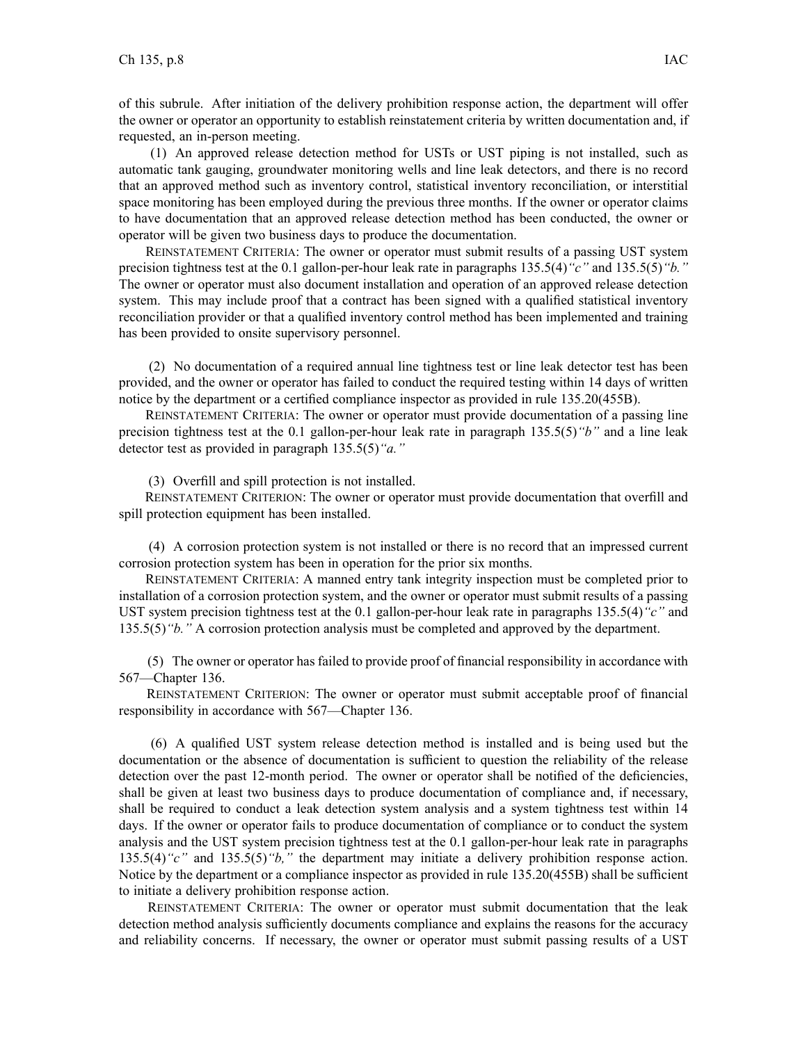of this subrule. After initiation of the delivery prohibition response action, the department will offer the owner or operator an opportunity to establish reinstatement criteria by written documentation and, if requested, an in-person meeting.

(1) An approved release detection method for USTs or UST piping is not installed, such as automatic tank gauging, groundwater monitoring wells and line leak detectors, and there is no record that an approved method such as inventory control, statistical inventory reconciliation, or interstitial space monitoring has been employed during the previous three months. If the owner or operator claims to have documentation that an approved release detection method has been conducted, the owner or operator will be given two business days to produce the documentation.

REINSTATEMENT CRITERIA: The owner or operator must submit results of a passing UST system precision tightness test at the 0.1 gallon-per-hour leak rate in paragraphs 135.5(4)*"c"* and 135.5(5)*"b."* The owner or operator must also document installation and operation of an approved release detection system. This may include proof that a contract has been signed with a qualified statistical inventory reconciliation provider or that a qualified inventory control method has been implemented and training has been provided to onsite supervisory personnel.

(2) No documentation of a required annual line tightness test or line leak detector test has been provided, and the owner or operator has failed to conduct the required testing within 14 days of written notice by the department or a certified compliance inspector as provided in rule 135.20(455B).

REINSTATEMENT CRITERIA: The owner or operator must provide documentation of a passing line precision tightness test at the 0.1 gallon-per-hour leak rate in paragraph 135.5(5)*"b"* and a line leak detector test as provided in paragraph 135.5(5)*"a."*

(3) Overfill and spill protection is not installed.

REINSTATEMENT CRITERION: The owner or operator must provide documentation that overfill and spill protection equipment has been installed.

(4) A corrosion protection system is not installed or there is no record that an impressed current corrosion protection system has been in operation for the prior six months.

REINSTATEMENT CRITERIA: A manned entry tank integrity inspection must be completed prior to installation of a corrosion protection system, and the owner or operator must submit results of a passing UST system precision tightness test at the 0.1 gallon-per-hour leak rate in paragraphs 135.5(4)*"c"* and 135.5(5)*"b."* A corrosion protection analysis must be completed and approved by the department.

(5) The owner or operator has failed to provide proof of financial responsibility in accordance with 567—Chapter 136.

REINSTATEMENT CRITERION: The owner or operator must submit acceptable proof of financial responsibility in accordance with 567—Chapter 136.

(6) A qualified UST system release detection method is installed and is being used but the documentation or the absence of documentation is sufficient to question the reliability of the release detection over the past 12-month period. The owner or operator shall be notified of the deficiencies, shall be given at least two business days to produce documentation of compliance and, if necessary, shall be required to conduct a leak detection system analysis and a system tightness test within 14 days. If the owner or operator fails to produce documentation of compliance or to conduct the system analysis and the UST system precision tightness test at the 0.1 gallon-per-hour leak rate in paragraphs 135.5(4)*"c"* and 135.5(5)*"b,"* the department may initiate a delivery prohibition response action. Notice by the department or a compliance inspector as provided in rule 135.20(455B) shall be sufficient to initiate a delivery prohibition response action.

REINSTATEMENT CRITERIA: The owner or operator must submit documentation that the leak detection method analysis sufficiently documents compliance and explains the reasons for the accuracy and reliability concerns. If necessary, the owner or operator must submit passing results of a UST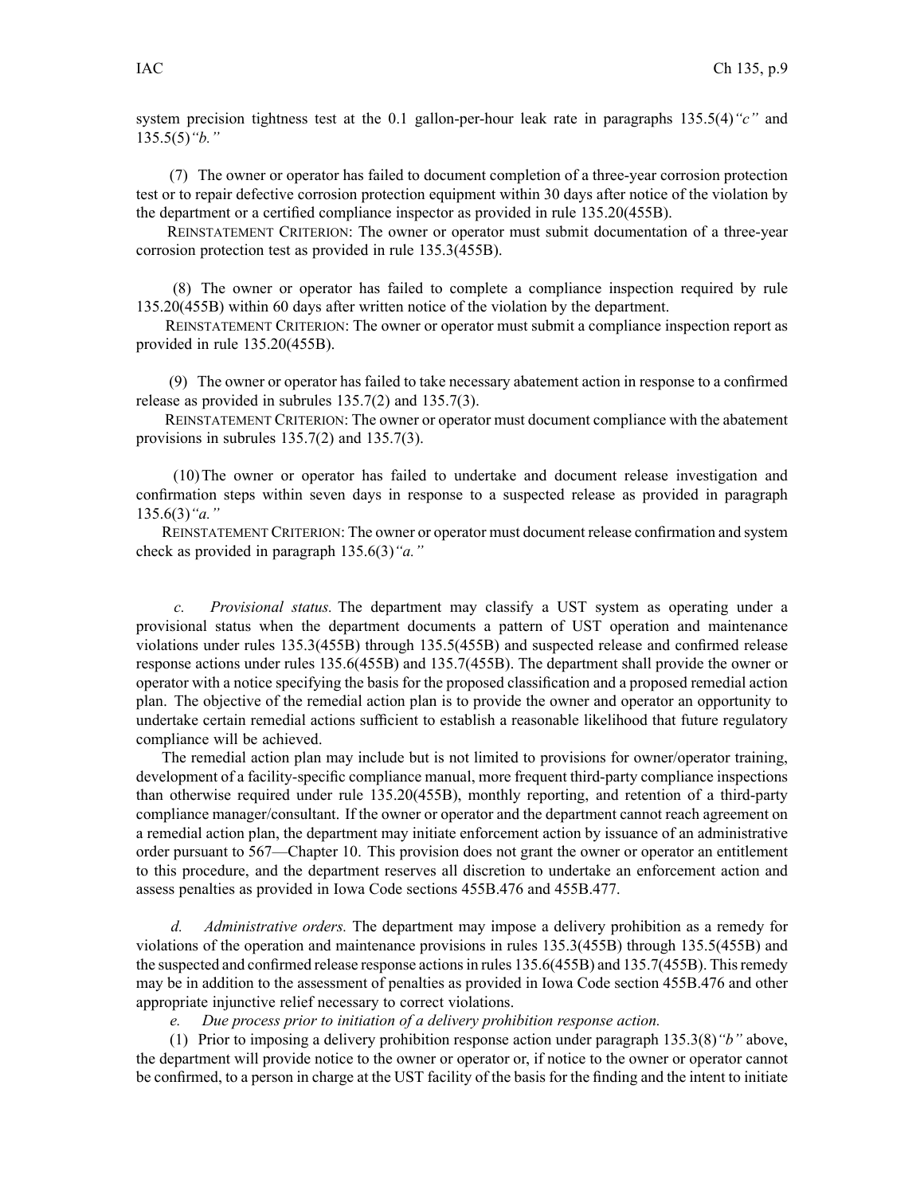system precision tightness test at the 0.1 gallon-per-hour leak rate in paragraphs 135.5(4)*"c"* and 135.5(5)*"b."*

(7) The owner or operator has failed to document completion of a three-year corrosion protection test or to repair defective corrosion protection equipment within 30 days after notice of the violation by the department or a certified compliance inspector as provided in rule 135.20(455B).

REINSTATEMENT CRITERION: The owner or operator must submit documentation of a three-year corrosion protection test as provided in rule 135.3(455B).

(8) The owner or operator has failed to complete a compliance inspection required by rule 135.20(455B) within 60 days after written notice of the violation by the department.

REINSTATEMENT CRITERION: The owner or operator must submit a compliance inspection report as provided in rule 135.20(455B).

(9) The owner or operator has failed to take necessary abatement action in response to a confirmed release as provided in subrules 135.7(2) and 135.7(3).

REINSTATEMENT CRITERION: The owner or operator must document compliance with the abatement provisions in subrules 135.7(2) and 135.7(3).

(10) The owner or operator has failed to undertake and document release investigation and confirmation steps within seven days in response to a suspected release as provided in paragraph 135.6(3)*"a."*

REINSTATEMENT CRITERION: The owner or operator must document release confirmation and system check as provided in paragraph 135.6(3)*"a."*

*c. Provisional status.* The department may classify a UST system as operating under a provisional status when the department documents a pattern of UST operation and maintenance violations under rules 135.3(455B) through 135.5(455B) and suspected release and confirmed release response actions under rules 135.6(455B) and 135.7(455B). The department shall provide the owner or operator with a notice specifying the basis for the proposed classification and a proposed remedial action plan. The objective of the remedial action plan is to provide the owner and operator an opportunity to undertake certain remedial actions sufficient to establish a reasonable likelihood that future regulatory compliance will be achieved.

The remedial action plan may include but is not limited to provisions for owner/operator training, development of a facility-specific compliance manual, more frequent third-party compliance inspections than otherwise required under rule 135.20(455B), monthly reporting, and retention of a third-party compliance manager/consultant. If the owner or operator and the department cannot reach agreement on a remedial action plan, the department may initiate enforcement action by issuance of an administrative order pursuant to 567—Chapter 10. This provision does not grant the owner or operator an entitlement to this procedure, and the department reserves all discretion to undertake an enforcement action and assess penalties as provided in Iowa Code sections 455B.476 and 455B.477.

*d. Administrative orders.* The department may impose a delivery prohibition as a remedy for violations of the operation and maintenance provisions in rules 135.3(455B) through 135.5(455B) and the suspected and confirmed release response actions in rules 135.6(455B) and 135.7(455B). This remedy may be in addition to the assessment of penalties as provided in Iowa Code section 455B.476 and other appropriate injunctive relief necessary to correct violations.

*e. Due process prior to initiation of a delivery prohibition response action.*

(1) Prior to imposing a delivery prohibition response action under paragraph 135.3(8)*"b"* above, the department will provide notice to the owner or operator or, if notice to the owner or operator cannot be confirmed, to a person in charge at the UST facility of the basis for the finding and the intent to initiate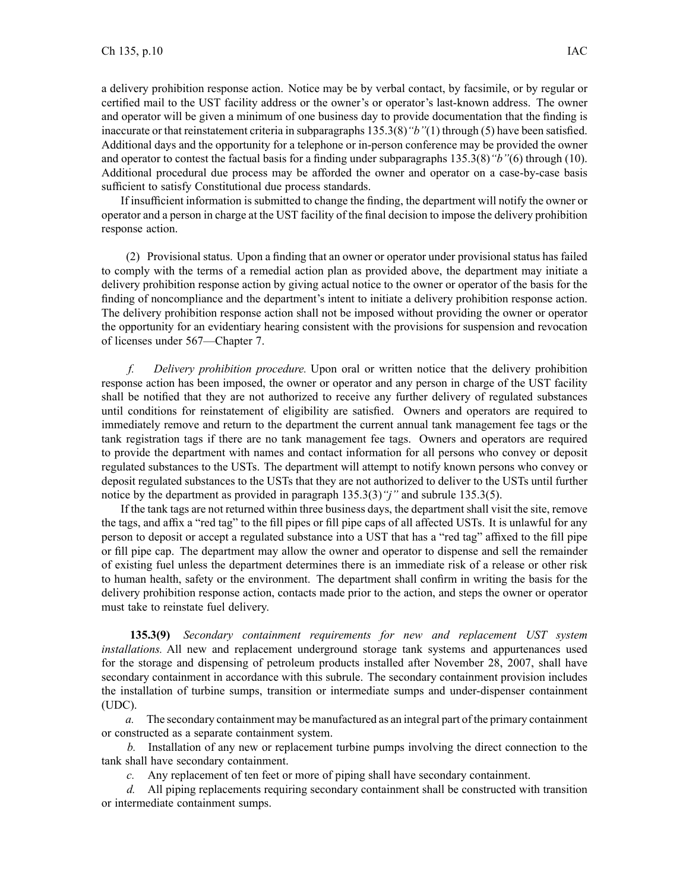a delivery prohibition response action. Notice may be by verbal contact, by facsimile, or by regular or certified mail to the UST facility address or the owner's or operator's last-known address. The owner and operator will be given a minimum of one business day to provide documentation that the finding is inaccurate or that reinstatement criteria in subparagraphs 135.3(8)*"b"*(1) through (5) have been satisfied. Additional days and the opportunity for a telephone or in-person conference may be provided the owner and operator to contest the factual basis for a finding under subparagraphs 135.3(8)*"b"*(6) through (10). Additional procedural due process may be afforded the owner and operator on a case-by-case basis sufficient to satisfy Constitutional due process standards.

If insufficient information is submitted to change the finding, the department will notify the owner or operator and a person in charge at the UST facility of the final decision to impose the delivery prohibition response action.

(2) Provisional status. Upon a finding that an owner or operator under provisional status has failed to comply with the terms of a remedial action plan as provided above, the department may initiate a delivery prohibition response action by giving actual notice to the owner or operator of the basis for the finding of noncompliance and the department's intent to initiate a delivery prohibition response action. The delivery prohibition response action shall not be imposed without providing the owner or operator the opportunity for an evidentiary hearing consistent with the provisions for suspension and revocation of licenses under 567—Chapter 7.

*f. Delivery prohibition procedure.* Upon oral or written notice that the delivery prohibition response action has been imposed, the owner or operator and any person in charge of the UST facility shall be notified that they are not authorized to receive any further delivery of regulated substances until conditions for reinstatement of eligibility are satisfied. Owners and operators are required to immediately remove and return to the department the current annual tank management fee tags or the tank registration tags if there are no tank management fee tags. Owners and operators are required to provide the department with names and contact information for all persons who convey or deposit regulated substances to the USTs. The department will attempt to notify known persons who convey or deposit regulated substances to the USTs that they are not authorized to deliver to the USTs until further notice by the department as provided in paragraph 135.3(3)*"j"* and subrule 135.3(5).

If the tank tags are not returned within three business days, the department shall visit the site, remove the tags, and affix a "red tag" to the fill pipes or fill pipe caps of all affected USTs. It is unlawful for any person to deposit or accept a regulated substance into a UST that has a "red tag" affixed to the fill pipe or fill pipe cap. The department may allow the owner and operator to dispense and sell the remainder of existing fuel unless the department determines there is an immediate risk of a release or other risk to human health, safety or the environment. The department shall confirm in writing the basis for the delivery prohibition response action, contacts made prior to the action, and steps the owner or operator must take to reinstate fuel delivery.

**135.3(9)** *Secondary containment requirements for new and replacement UST system installations.* All new and replacement underground storage tank systems and appurtenances used for the storage and dispensing of petroleum products installed after November 28, 2007, shall have secondary containment in accordance with this subrule. The secondary containment provision includes the installation of turbine sumps, transition or intermediate sumps and under-dispenser containment (UDC).

*a.* The secondary containment may be manufactured as an integral part of the primary containment or constructed as a separate containment system.

*b.* Installation of any new or replacement turbine pumps involving the direct connection to the tank shall have secondary containment.

*c.* Any replacement of ten feet or more of piping shall have secondary containment.

*d.* All piping replacements requiring secondary containment shall be constructed with transition or intermediate containment sumps.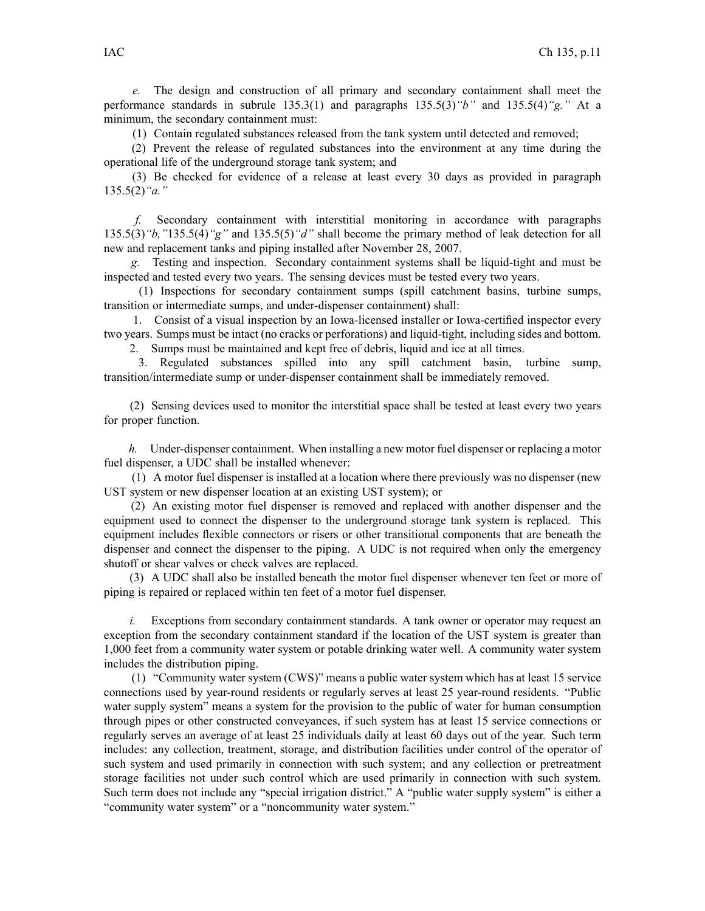*e.* The design and construction of all primary and secondary containment shall meet the performance standards in subrule 135.3(1) and paragraphs 135.5(3)*"b"* and 135.5(4)*"g."* At a minimum, the secondary containment must:

(1) Contain regulated substances released from the tank system until detected and removed;

(2) Prevent the release of regulated substances into the environment at any time during the operational life of the underground storage tank system; and

(3) Be checked for evidence of a release at least every 30 days as provided in paragraph 135.5(2)*"a."*

*f.* Secondary containment with interstitial monitoring in accordance with paragraphs 135.5(3)*"b,"*135.5(4)*"g"* and 135.5(5)*"d"* shall become the primary method of leak detection for all new and replacement tanks and piping installed after November 28, 2007.

*g.* Testing and inspection. Secondary containment systems shall be liquid-tight and must be inspected and tested every two years. The sensing devices must be tested every two years.

(1) Inspections for secondary containment sumps (spill catchment basins, turbine sumps, transition or intermediate sumps, and under-dispenser containment) shall:

1. Consist of a visual inspection by an Iowa-licensed installer or Iowa-certified inspector every two years. Sumps must be intact (no cracks or perforations) and liquid-tight, including sides and bottom.

2. Sumps must be maintained and kept free of debris, liquid and ice at all times.

3. Regulated substances spilled into any spill catchment basin, turbine sump, transition/intermediate sump or under-dispenser containment shall be immediately removed.

(2) Sensing devices used to monitor the interstitial space shall be tested at least every two years for proper function.

*h.* Under-dispenser containment. When installing a new motor fuel dispenser or replacing a motor fuel dispenser, a UDC shall be installed whenever:

(1) A motor fuel dispenser is installed at a location where there previously was no dispenser (new UST system or new dispenser location at an existing UST system); or

(2) An existing motor fuel dispenser is removed and replaced with another dispenser and the equipment used to connect the dispenser to the underground storage tank system is replaced. This equipment includes flexible connectors or risers or other transitional components that are beneath the dispenser and connect the dispenser to the piping. A UDC is not required when only the emergency shutoff or shear valves or check valves are replaced.

(3) A UDC shall also be installed beneath the motor fuel dispenser whenever ten feet or more of piping is repaired or replaced within ten feet of a motor fuel dispenser.

*i.* Exceptions from secondary containment standards. A tank owner or operator may request an exception from the secondary containment standard if the location of the UST system is greater than 1,000 feet from a community water system or potable drinking water well. A community water system includes the distribution piping.

(1) "Community water system (CWS)" means a public water system which has at least 15 service connections used by year-round residents or regularly serves at least 25 year-round residents. "Public water supply system" means a system for the provision to the public of water for human consumption through pipes or other constructed conveyances, if such system has at least 15 service connections or regularly serves an average of at least 25 individuals daily at least 60 days out of the year. Such term includes: any collection, treatment, storage, and distribution facilities under control of the operator of such system and used primarily in connection with such system; and any collection or pretreatment storage facilities not under such control which are used primarily in connection with such system. Such term does not include any "special irrigation district." A "public water supply system" is either a "community water system" or a "noncommunity water system."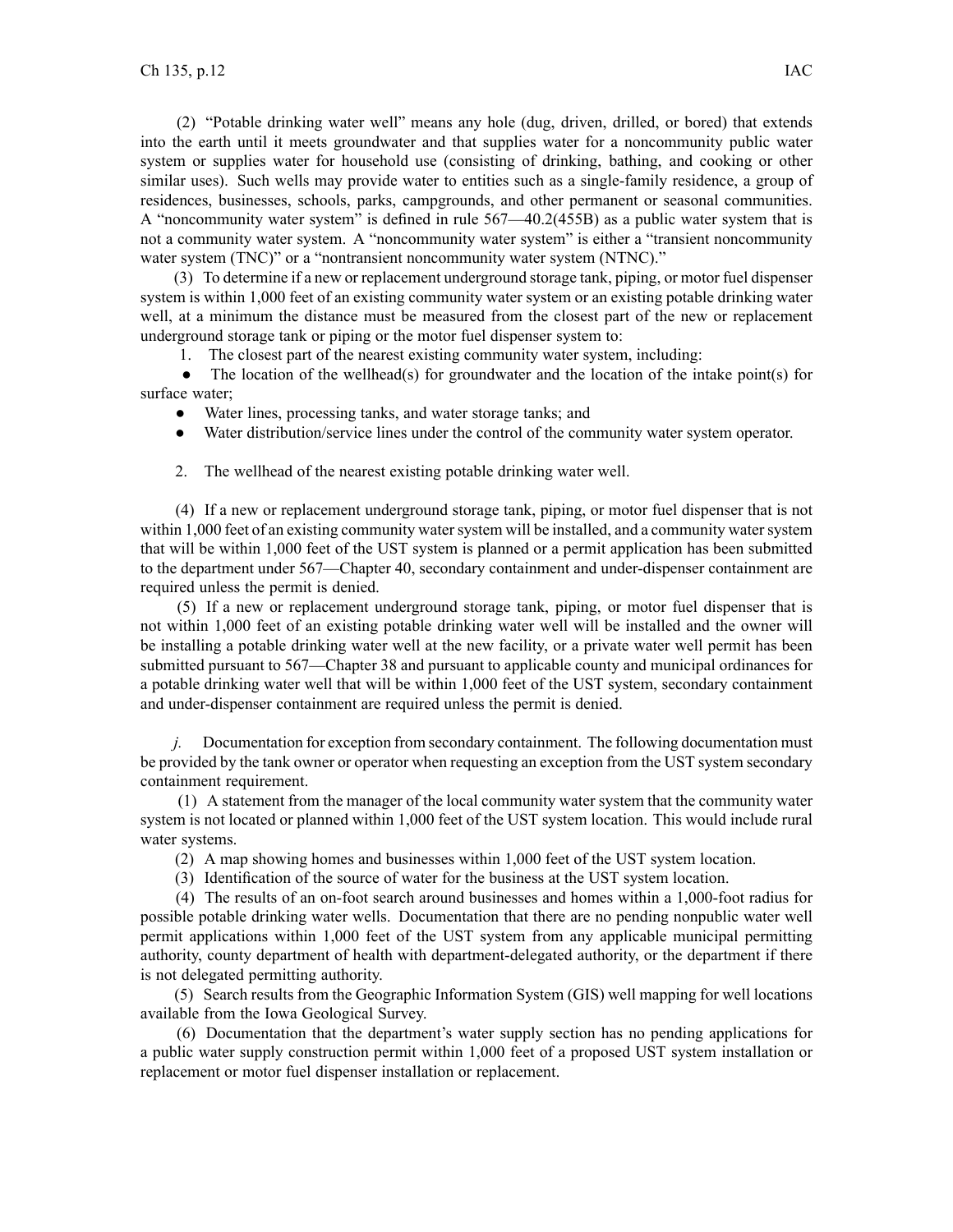(2) "Potable drinking water well" means any hole (dug, driven, drilled, or bored) that extends into the earth until it meets groundwater and that supplies water for a noncommunity public water system or supplies water for household use (consisting of drinking, bathing, and cooking or other similar uses). Such wells may provide water to entities such as a single-family residence, a group of residences, businesses, schools, parks, campgrounds, and other permanent or seasonal communities. A "noncommunity water system" is defined in rule 567—40.2(455B) as a public water system that is not a community water system. A "noncommunity water system" is either a "transient noncommunity water system (TNC)" or a "nontransient noncommunity water system (NTNC)."

(3) To determine if a new or replacement underground storage tank, piping, or motor fuel dispenser system is within 1,000 feet of an existing community water system or an existing potable drinking water well, at a minimum the distance must be measured from the closest part of the new or replacement underground storage tank or piping or the motor fuel dispenser system to:

1. The closest part of the nearest existing community water system, including:

- The location of the wellhead(s) for groundwater and the location of the intake point(s) for surface water;
- Water lines, processing tanks, and water storage tanks; and
- Water distribution/service lines under the control of the community water system operator.

2. The wellhead of the nearest existing potable drinking water well.

(4) If a new or replacement underground storage tank, piping, or motor fuel dispenser that is not within 1,000 feet of an existing community water system will be installed, and a community water system that will be within 1,000 feet of the UST system is planned or a permit application has been submitted to the department under 567—Chapter 40, secondary containment and under-dispenser containment are required unless the permit is denied.

(5) If a new or replacement underground storage tank, piping, or motor fuel dispenser that is not within 1,000 feet of an existing potable drinking water well will be installed and the owner will be installing a potable drinking water well at the new facility, or a private water well permit has been submitted pursuant to 567—Chapter 38 and pursuant to applicable county and municipal ordinances for a potable drinking water well that will be within 1,000 feet of the UST system, secondary containment and under-dispenser containment are required unless the permit is denied.

*j.* Documentation for exception from secondary containment. The following documentation must be provided by the tank owner or operator when requesting an exception from the UST system secondary containment requirement.

(1) A statement from the manager of the local community water system that the community water system is not located or planned within 1,000 feet of the UST system location. This would include rural water systems.

(2) A map showing homes and businesses within 1,000 feet of the UST system location.

(3) Identification of the source of water for the business at the UST system location.

(4) The results of an on-foot search around businesses and homes within a 1,000-foot radius for possible potable drinking water wells. Documentation that there are no pending nonpublic water well permit applications within 1,000 feet of the UST system from any applicable municipal permitting authority, county department of health with department-delegated authority, or the department if there is not delegated permitting authority.

(5) Search results from the Geographic Information System (GIS) well mapping for well locations available from the Iowa Geological Survey.

(6) Documentation that the department's water supply section has no pending applications for a public water supply construction permit within 1,000 feet of a proposed UST system installation or replacement or motor fuel dispenser installation or replacement.